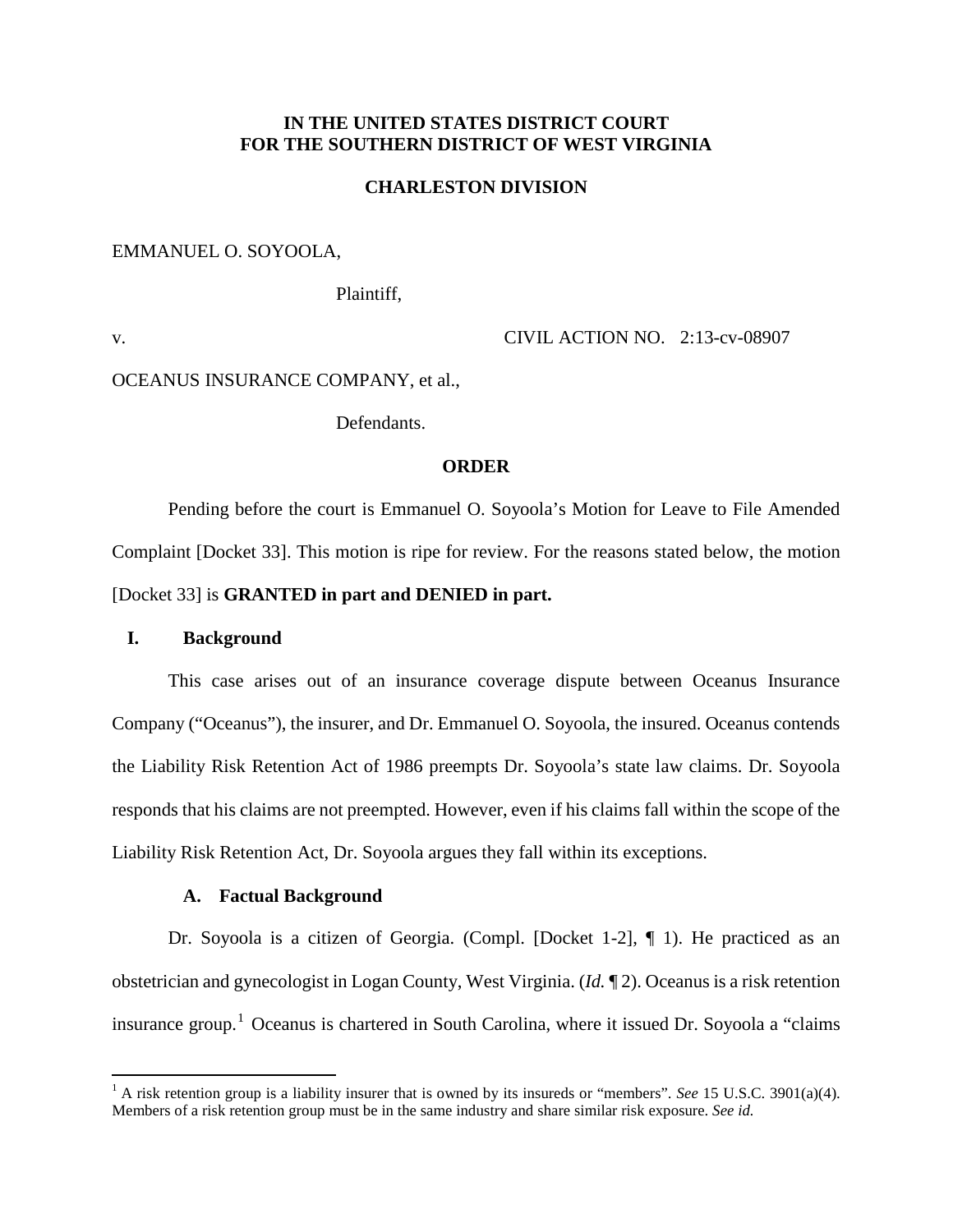**IN THE UNITED STATES DISTRICT COURT**
**FOR THE SOUTHERN DISTRICT OF WEST VIRGINIA**

**CHARLESTON DIVISION**

EMMANUEL O. SOYOOLA,

Plaintiff,

v. CIVIL ACTION NO. 2:13-cv-08907

OCEANUS INSURANCE COMPANY, et al.,

Defendants.

**ORDER**

Pending before the court is Emmanuel O. Soyoola's Motion for Leave to File Amended Complaint [Docket 33]. This motion is ripe for review. For the reasons stated below, the motion [Docket 33] is **GRANTED in part and DENIED in part.**

## I. Background

This case arises out of an insurance coverage dispute between Oceanus Insurance Company ("Oceanus"), the insurer, and Dr. Emmanuel O. Soyoola, the insured. Oceanus contends the Liability Risk Retention Act of 1986 preempts Dr. Soyoola's state law claims. Dr. Soyoola responds that his claims are not preempted. However, even if his claims fall within the scope of the Liability Risk Retention Act, Dr. Soyoola argues they fall within its exceptions.

### A. Factual Background

Dr. Soyoola is a citizen of Georgia. (Compl. [Docket 1-2], ¶ 1). He practiced as an obstetrician and gynecologist in Logan County, West Virginia. (*Id.* ¶ 2). Oceanus is a risk retention insurance group.[1] Oceanus is chartered in South Carolina, where it issued Dr. Soyoola a "claims

[1] A risk retention group is a liability insurer that is owned by its insureds or "members". *See* 15 U.S.C. 3901(a)(4). Members of a risk retention group must be in the same industry and share similar risk exposure. *See id.*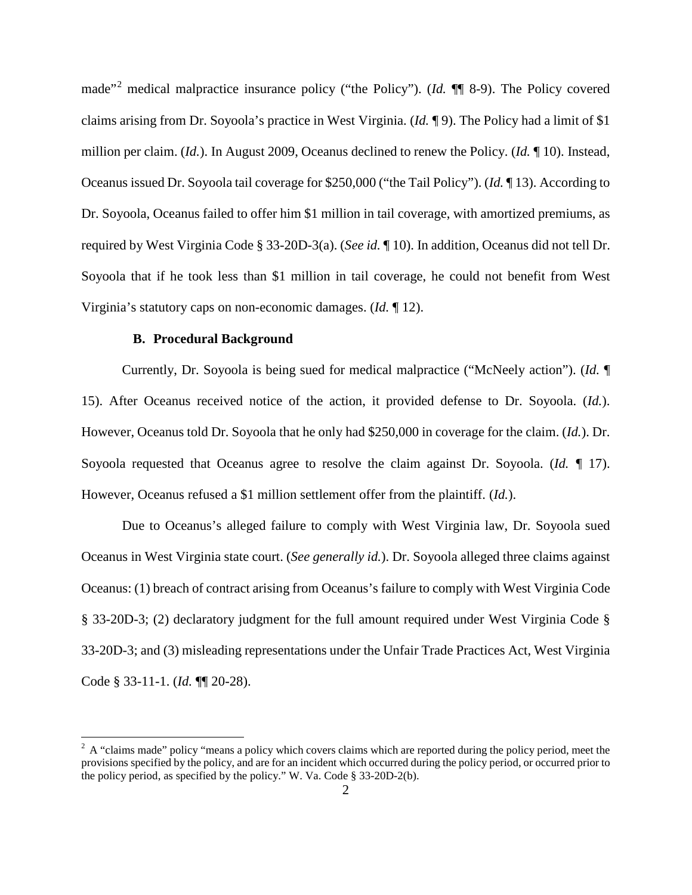made"[2] medical malpractice insurance policy ("the Policy"). (*Id.* ¶¶ 8-9). The Policy covered claims arising from Dr. Soyoola's practice in West Virginia. (*Id.* ¶ 9). The Policy had a limit of $1 million per claim. (*Id.*). In August 2009, Oceanus declined to renew the Policy. (*Id.* ¶ 10). Instead, Oceanus issued Dr. Soyoola tail coverage for $250,000 ("the Tail Policy"). (*Id.* ¶ 13). According to Dr. Soyoola, Oceanus failed to offer him $1 million in tail coverage, with amortized premiums, as required by West Virginia Code § 33-20D-3(a). (*See id.* ¶ 10). In addition, Oceanus did not tell Dr. Soyoola that if he took less than $1 million in tail coverage, he could not benefit from West Virginia's statutory caps on non-economic damages. (*Id.* ¶ 12).

### B. Procedural Background

Currently, Dr. Soyoola is being sued for medical malpractice ("McNeely action"). (*Id.* ¶ 15). After Oceanus received notice of the action, it provided defense to Dr. Soyoola. (*Id.*). However, Oceanus told Dr. Soyoola that he only had $250,000 in coverage for the claim. (*Id.*). Dr. Soyoola requested that Oceanus agree to resolve the claim against Dr. Soyoola. (*Id.* ¶ 17). However, Oceanus refused a $1 million settlement offer from the plaintiff. (*Id.*).

Due to Oceanus's alleged failure to comply with West Virginia law, Dr. Soyoola sued Oceanus in West Virginia state court. (*See generally id.*). Dr. Soyoola alleged three claims against Oceanus: (1) breach of contract arising from Oceanus's failure to comply with West Virginia Code § 33-20D-3; (2) declaratory judgment for the full amount required under West Virginia Code § 33-20D-3; and (3) misleading representations under the Unfair Trade Practices Act, West Virginia Code § 33-11-1. (*Id.* ¶¶ 20-28).

---

[2] A "claims made" policy "means a policy which covers claims which are reported during the policy period, meet the provisions specified by the policy, and are for an incident which occurred during the policy period, or occurred prior to the policy period, as specified by the policy." W. Va. Code § 33-20D-2(b).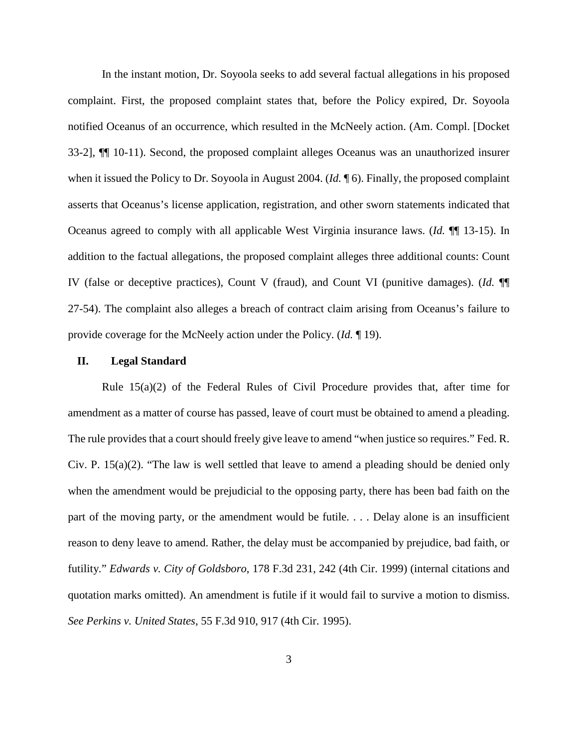In the instant motion, Dr. Soyoola seeks to add several factual allegations in his proposed complaint. First, the proposed complaint states that, before the Policy expired, Dr. Soyoola notified Oceanus of an occurrence, which resulted in the McNeely action. (Am. Compl. [Docket 33-2], ¶¶ 10-11). Second, the proposed complaint alleges Oceanus was an unauthorized insurer when it issued the Policy to Dr. Soyoola in August 2004. (*Id.* ¶ 6). Finally, the proposed complaint asserts that Oceanus's license application, registration, and other sworn statements indicated that Oceanus agreed to comply with all applicable West Virginia insurance laws. (*Id.* ¶¶ 13-15). In addition to the factual allegations, the proposed complaint alleges three additional counts: Count IV (false or deceptive practices), Count V (fraud), and Count VI (punitive damages). (*Id.* ¶¶ 27-54). The complaint also alleges a breach of contract claim arising from Oceanus's failure to provide coverage for the McNeely action under the Policy. (*Id.* ¶ 19).

## II. Legal Standard

Rule 15(a)(2) of the Federal Rules of Civil Procedure provides that, after time for amendment as a matter of course has passed, leave of court must be obtained to amend a pleading. The rule provides that a court should freely give leave to amend "when justice so requires." Fed. R. Civ. P. 15(a)(2). "The law is well settled that leave to amend a pleading should be denied only when the amendment would be prejudicial to the opposing party, there has been bad faith on the part of the moving party, or the amendment would be futile. . . . Delay alone is an insufficient reason to deny leave to amend. Rather, the delay must be accompanied by prejudice, bad faith, or futility." *Edwards v. City of Goldsboro*, 178 F.3d 231, 242 (4th Cir. 1999) (internal citations and quotation marks omitted). An amendment is futile if it would fail to survive a motion to dismiss. *See Perkins v. United States*, 55 F.3d 910, 917 (4th Cir. 1995).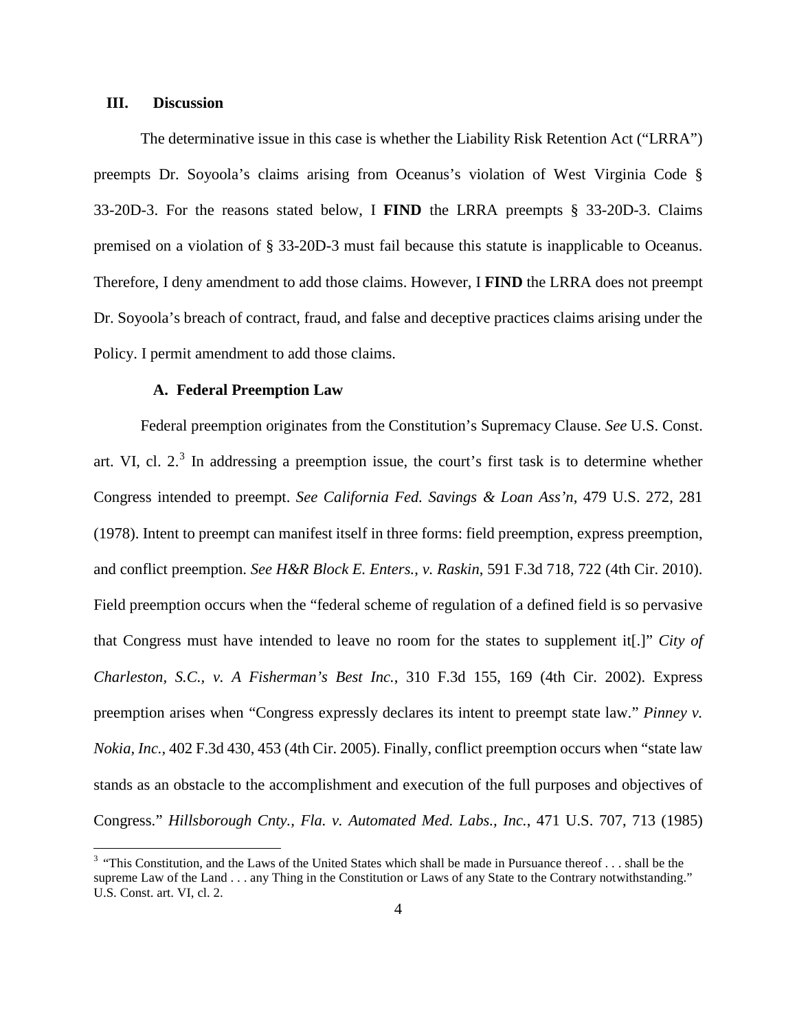## III. Discussion

The determinative issue in this case is whether the Liability Risk Retention Act ("LRRA") preempts Dr. Soyoola's claims arising from Oceanus's violation of West Virginia Code § 33-20D-3. For the reasons stated below, I **FIND** the LRRA preempts § 33-20D-3. Claims premised on a violation of § 33-20D-3 must fail because this statute is inapplicable to Oceanus. Therefore, I deny amendment to add those claims. However, I **FIND** the LRRA does not preempt Dr. Soyoola's breach of contract, fraud, and false and deceptive practices claims arising under the Policy. I permit amendment to add those claims.

### A. Federal Preemption Law

Federal preemption originates from the Constitution's Supremacy Clause. *See* U.S. Const. art. VI, cl. 2.[3] In addressing a preemption issue, the court's first task is to determine whether Congress intended to preempt. *See California Fed. Savings & Loan Ass'n*, 479 U.S. 272, 281 (1978). Intent to preempt can manifest itself in three forms: field preemption, express preemption, and conflict preemption. *See H&R Block E. Enters., v. Raskin*, 591 F.3d 718, 722 (4th Cir. 2010). Field preemption occurs when the "federal scheme of regulation of a defined field is so pervasive that Congress must have intended to leave no room for the states to supplement it[.]" *City of Charleston, S.C., v. A Fisherman's Best Inc.*, 310 F.3d 155, 169 (4th Cir. 2002). Express preemption arises when "Congress expressly declares its intent to preempt state law." *Pinney v. Nokia, Inc.*, 402 F.3d 430, 453 (4th Cir. 2005). Finally, conflict preemption occurs when "state law stands as an obstacle to the accomplishment and execution of the full purposes and objectives of Congress." *Hillsborough Cnty., Fla. v. Automated Med. Labs., Inc.*, 471 U.S. 707, 713 (1985)

[3] "This Constitution, and the Laws of the United States which shall be made in Pursuance thereof . . . shall be the supreme Law of the Land . . . any Thing in the Constitution or Laws of any State to the Contrary notwithstanding." U.S. Const. art. VI, cl. 2.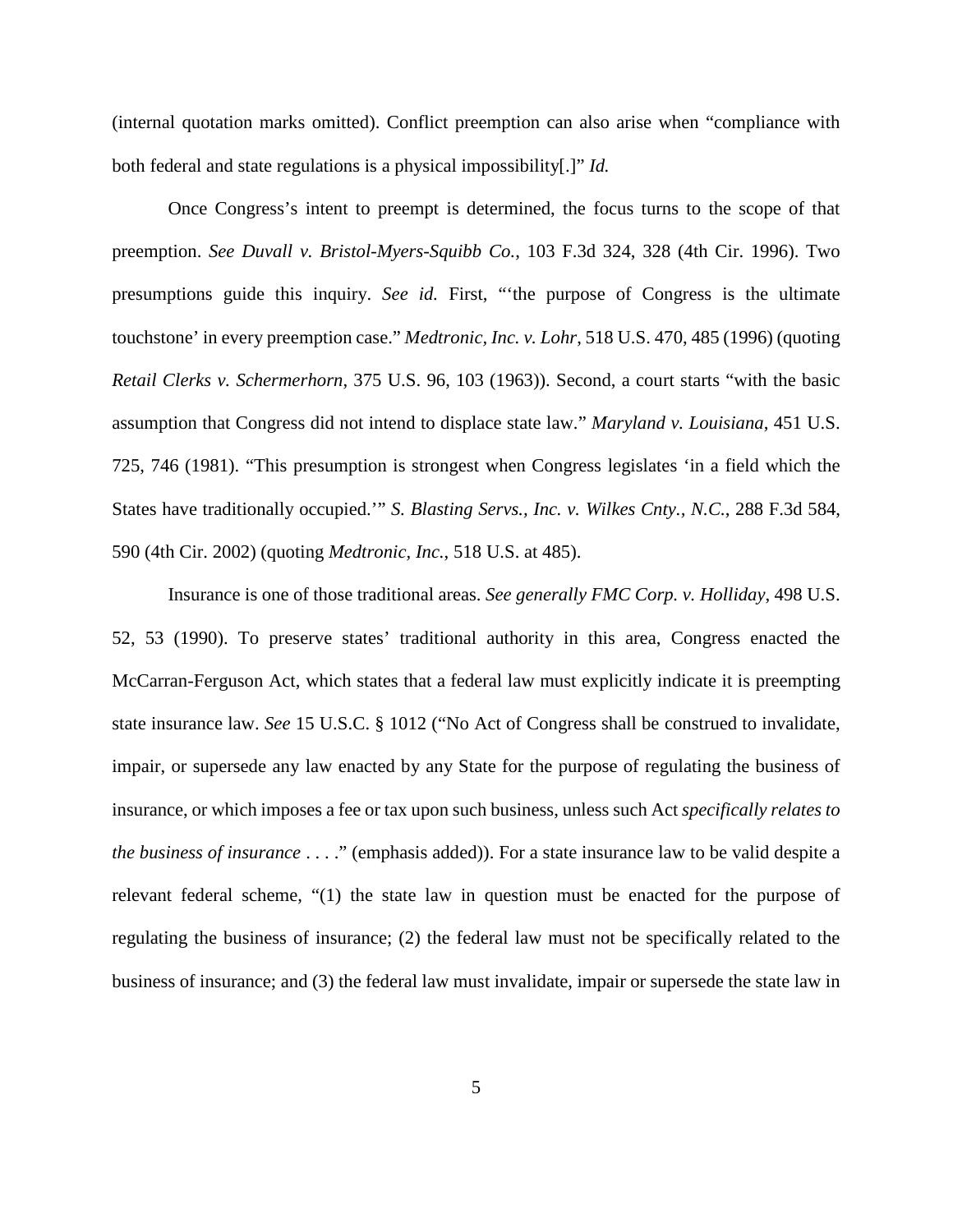(internal quotation marks omitted). Conflict preemption can also arise when "compliance with both federal and state regulations is a physical impossibility[.]" *Id.*

Once Congress's intent to preempt is determined, the focus turns to the scope of that preemption. *See Duvall v. Bristol-Myers-Squibb Co.*, 103 F.3d 324, 328 (4th Cir. 1996). Two presumptions guide this inquiry. *See id.* First, "'the purpose of Congress is the ultimate touchstone' in every preemption case." *Medtronic, Inc. v. Lohr*, 518 U.S. 470, 485 (1996) (quoting *Retail Clerks v. Schermerhorn*, 375 U.S. 96, 103 (1963)). Second, a court starts "with the basic assumption that Congress did not intend to displace state law." *Maryland v. Louisiana*, 451 U.S. 725, 746 (1981). "This presumption is strongest when Congress legislates 'in a field which the States have traditionally occupied.'" *S. Blasting Servs., Inc. v. Wilkes Cnty., N.C.*, 288 F.3d 584, 590 (4th Cir. 2002) (quoting *Medtronic, Inc.*, 518 U.S. at 485).

Insurance is one of those traditional areas. *See generally FMC Corp. v. Holliday*, 498 U.S. 52, 53 (1990). To preserve states' traditional authority in this area, Congress enacted the McCarran-Ferguson Act, which states that a federal law must explicitly indicate it is preempting state insurance law. *See* 15 U.S.C. § 1012 ("No Act of Congress shall be construed to invalidate, impair, or supersede any law enacted by any State for the purpose of regulating the business of insurance, or which imposes a fee or tax upon such business, unless such Act *specifically relates to the business of insurance* . . . ." (emphasis added)). For a state insurance law to be valid despite a relevant federal scheme, "(1) the state law in question must be enacted for the purpose of regulating the business of insurance; (2) the federal law must not be specifically related to the business of insurance; and (3) the federal law must invalidate, impair or supersede the state law in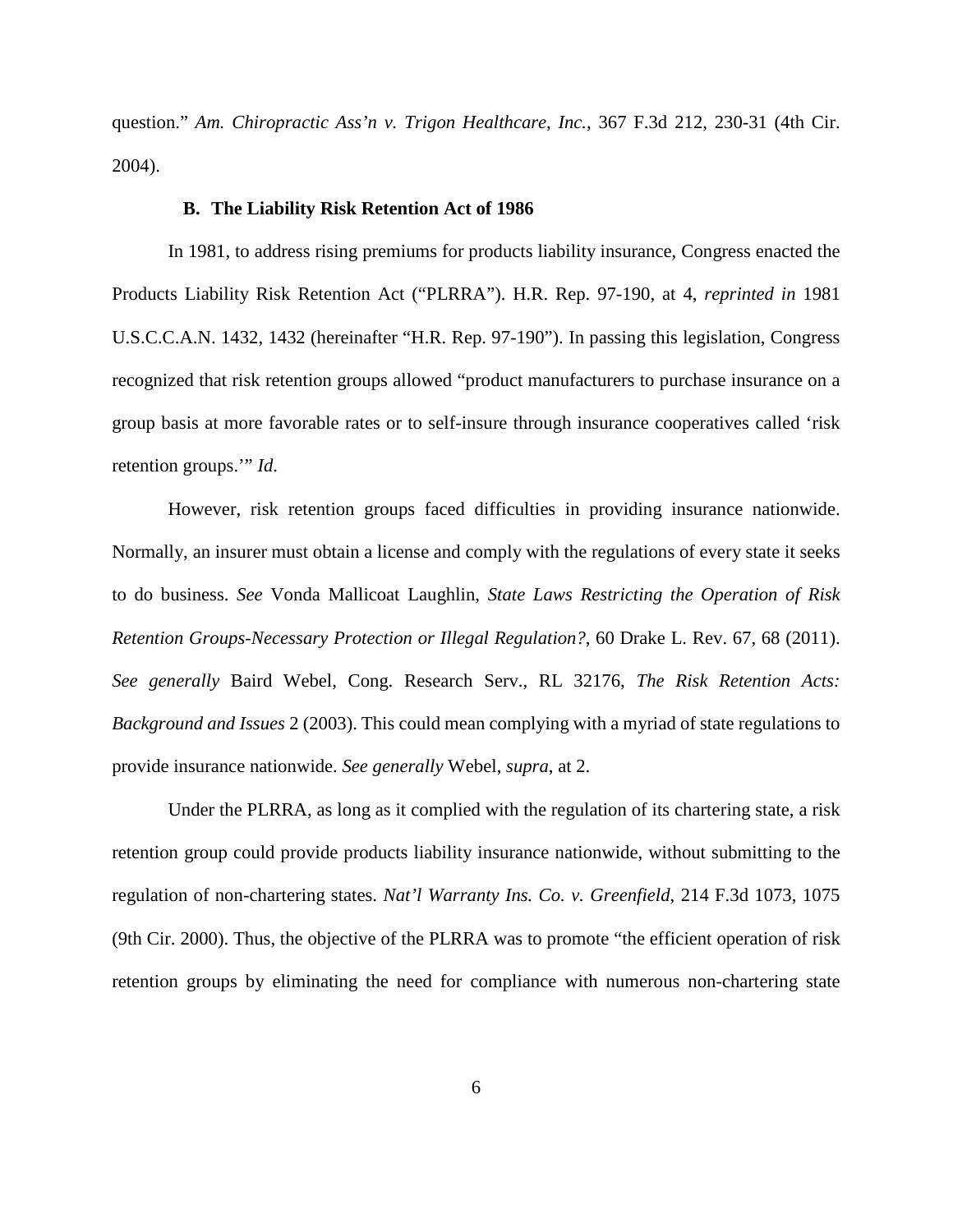question." *Am. Chiropractic Ass'n v. Trigon Healthcare, Inc.*, 367 F.3d 212, 230-31 (4th Cir. 2004).

### B. The Liability Risk Retention Act of 1986

In 1981, to address rising premiums for products liability insurance, Congress enacted the Products Liability Risk Retention Act ("PLRRA"). H.R. Rep. 97-190, at 4, *reprinted in* 1981 U.S.C.C.A.N. 1432, 1432 (hereinafter "H.R. Rep. 97-190"). In passing this legislation, Congress recognized that risk retention groups allowed "product manufacturers to purchase insurance on a group basis at more favorable rates or to self-insure through insurance cooperatives called 'risk retention groups.'" *Id*.

However, risk retention groups faced difficulties in providing insurance nationwide. Normally, an insurer must obtain a license and comply with the regulations of every state it seeks to do business. *See* Vonda Mallicoat Laughlin, *State Laws Restricting the Operation of Risk Retention Groups-Necessary Protection or Illegal Regulation?*, 60 Drake L. Rev. 67, 68 (2011). *See generally* Baird Webel, Cong. Research Serv., RL 32176, *The Risk Retention Acts: Background and Issues* 2 (2003). This could mean complying with a myriad of state regulations to provide insurance nationwide. *See generally* Webel, *supra*, at 2.

Under the PLRRA, as long as it complied with the regulation of its chartering state, a risk retention group could provide products liability insurance nationwide, without submitting to the regulation of non-chartering states. *Nat'l Warranty Ins. Co. v. Greenfield*, 214 F.3d 1073, 1075 (9th Cir. 2000). Thus, the objective of the PLRRA was to promote "the efficient operation of risk retention groups by eliminating the need for compliance with numerous non-chartering state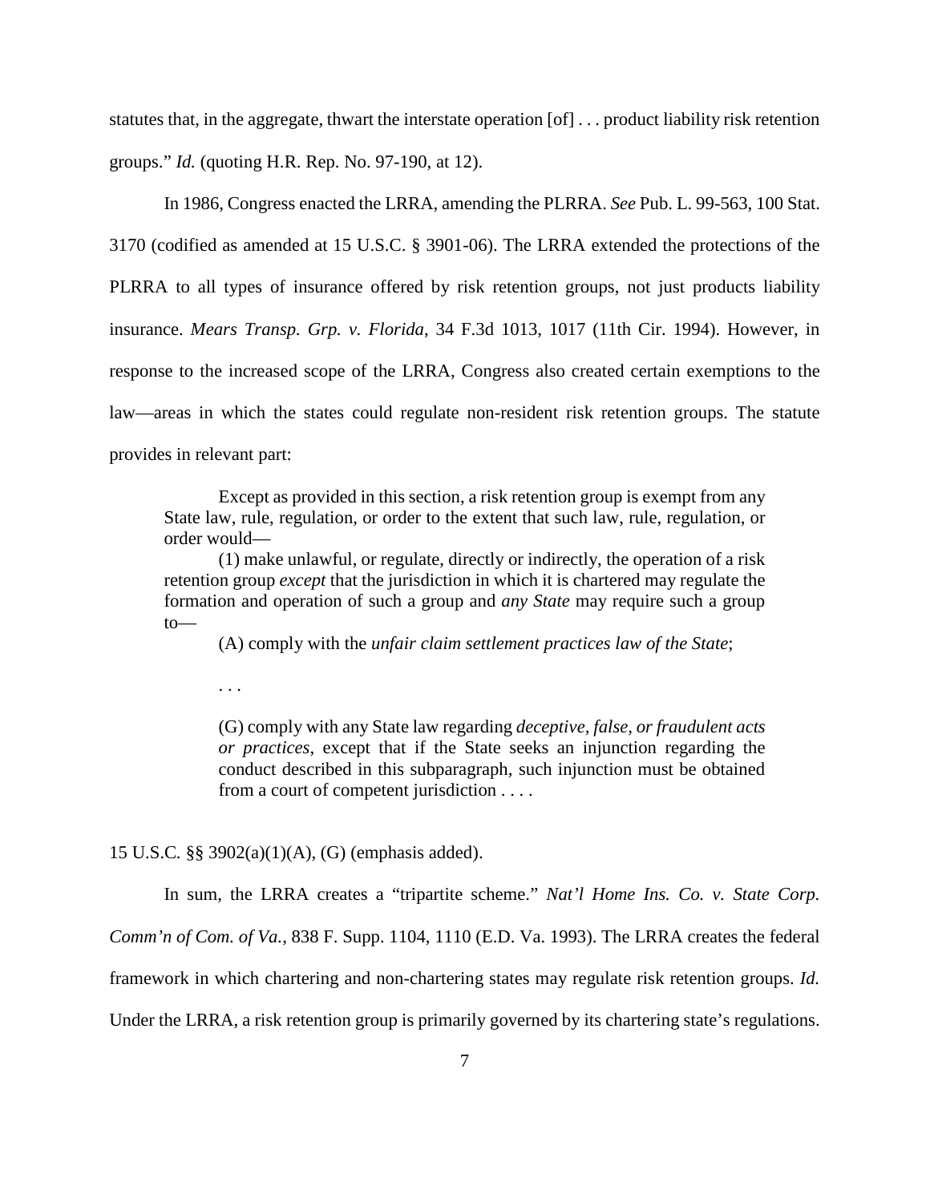statutes that, in the aggregate, thwart the interstate operation [of] . . . product liability risk retention groups." *Id.* (quoting H.R. Rep. No. 97-190, at 12).

In 1986, Congress enacted the LRRA, amending the PLRRA. *See* Pub. L. 99-563, 100 Stat. 3170 (codified as amended at 15 U.S.C. § 3901-06). The LRRA extended the protections of the PLRRA to all types of insurance offered by risk retention groups, not just products liability insurance. *Mears Transp. Grp. v. Florida*, 34 F.3d 1013, 1017 (11th Cir. 1994). However, in response to the increased scope of the LRRA, Congress also created certain exemptions to the law—areas in which the states could regulate non-resident risk retention groups. The statute provides in relevant part:

> Except as provided in this section, a risk retention group is exempt from any State law, rule, regulation, or order to the extent that such law, rule, regulation, or order would—
>
> (1) make unlawful, or regulate, directly or indirectly, the operation of a risk retention group *except* that the jurisdiction in which it is chartered may regulate the formation and operation of such a group and *any State* may require such a group to—
>
> > (A) comply with the *unfair claim settlement practices law of the State*;
> >
> > . . .
> >
> > (G) comply with any State law regarding *deceptive, false, or fraudulent acts or practices*, except that if the State seeks an injunction regarding the conduct described in this subparagraph, such injunction must be obtained from a court of competent jurisdiction . . . .

15 U.S.C. §§ 3902(a)(1)(A), (G) (emphasis added).

In sum, the LRRA creates a "tripartite scheme." *Nat'l Home Ins. Co. v. State Corp. Comm'n of Com. of Va.*, 838 F. Supp. 1104, 1110 (E.D. Va. 1993). The LRRA creates the federal framework in which chartering and non-chartering states may regulate risk retention groups. *Id.* Under the LRRA, a risk retention group is primarily governed by its chartering state's regulations.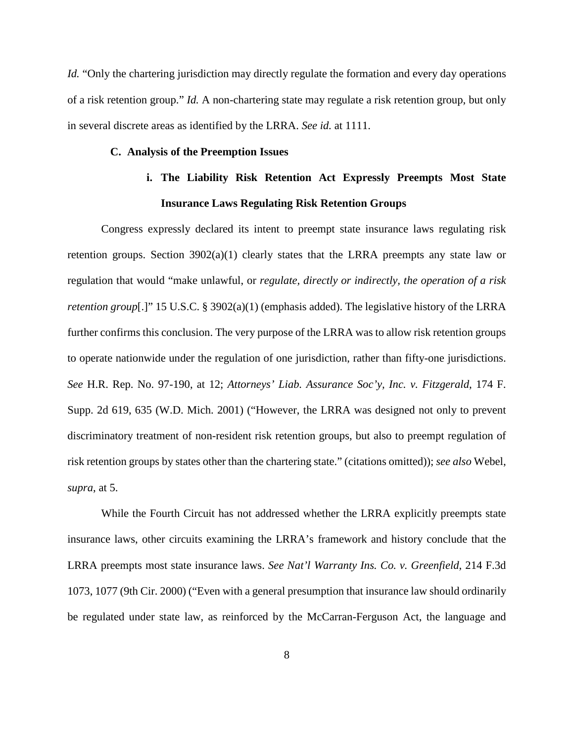*Id.* "Only the chartering jurisdiction may directly regulate the formation and every day operations of a risk retention group." *Id.* A non-chartering state may regulate a risk retention group, but only in several discrete areas as identified by the LRRA. *See id.* at 1111.

### C. Analysis of the Preemption Issues

#### i. The Liability Risk Retention Act Expressly Preempts Most State Insurance Laws Regulating Risk Retention Groups

Congress expressly declared its intent to preempt state insurance laws regulating risk retention groups. Section 3902(a)(1) clearly states that the LRRA preempts any state law or regulation that would "make unlawful, or *regulate, directly or indirectly, the operation of a risk retention group*[.]" 15 U.S.C. § 3902(a)(1) (emphasis added). The legislative history of the LRRA further confirms this conclusion. The very purpose of the LRRA was to allow risk retention groups to operate nationwide under the regulation of one jurisdiction, rather than fifty-one jurisdictions. *See* H.R. Rep. No. 97-190, at 12; *Attorneys' Liab. Assurance Soc'y, Inc. v. Fitzgerald*, 174 F. Supp. 2d 619, 635 (W.D. Mich. 2001) ("However, the LRRA was designed not only to prevent discriminatory treatment of non-resident risk retention groups, but also to preempt regulation of risk retention groups by states other than the chartering state." (citations omitted)); *see also* Webel, *supra*, at 5.

While the Fourth Circuit has not addressed whether the LRRA explicitly preempts state insurance laws, other circuits examining the LRRA's framework and history conclude that the LRRA preempts most state insurance laws. *See Nat'l Warranty Ins. Co. v. Greenfield*, 214 F.3d 1073, 1077 (9th Cir. 2000) ("Even with a general presumption that insurance law should ordinarily be regulated under state law, as reinforced by the McCarran-Ferguson Act, the language and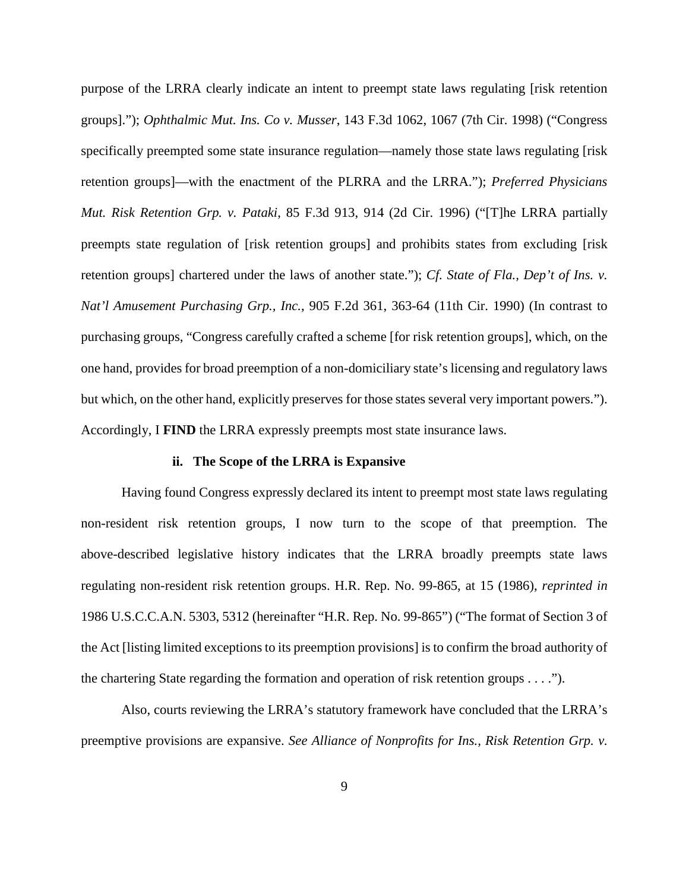purpose of the LRRA clearly indicate an intent to preempt state laws regulating [risk retention groups]."); *Ophthalmic Mut. Ins. Co v. Musser*, 143 F.3d 1062, 1067 (7th Cir. 1998) ("Congress specifically preempted some state insurance regulation—namely those state laws regulating [risk retention groups]—with the enactment of the PLRRA and the LRRA."); *Preferred Physicians Mut. Risk Retention Grp. v. Pataki*, 85 F.3d 913, 914 (2d Cir. 1996) ("[T]he LRRA partially preempts state regulation of [risk retention groups] and prohibits states from excluding [risk retention groups] chartered under the laws of another state."); *Cf. State of Fla., Dep't of Ins. v. Nat'l Amusement Purchasing Grp., Inc.*, 905 F.2d 361, 363-64 (11th Cir. 1990) (In contrast to purchasing groups, "Congress carefully crafted a scheme [for risk retention groups], which, on the one hand, provides for broad preemption of a non-domiciliary state's licensing and regulatory laws but which, on the other hand, explicitly preserves for those states several very important powers."). Accordingly, I **FIND** the LRRA expressly preempts most state insurance laws.

#### ii. The Scope of the LRRA is Expansive

Having found Congress expressly declared its intent to preempt most state laws regulating non-resident risk retention groups, I now turn to the scope of that preemption. The above-described legislative history indicates that the LRRA broadly preempts state laws regulating non-resident risk retention groups. H.R. Rep. No. 99-865, at 15 (1986), *reprinted in* 1986 U.S.C.C.A.N. 5303, 5312 (hereinafter "H.R. Rep. No. 99-865") ("The format of Section 3 of the Act [listing limited exceptions to its preemption provisions] is to confirm the broad authority of the chartering State regarding the formation and operation of risk retention groups . . . .").

Also, courts reviewing the LRRA's statutory framework have concluded that the LRRA's preemptive provisions are expansive. *See Alliance of Nonprofits for Ins., Risk Retention Grp. v.*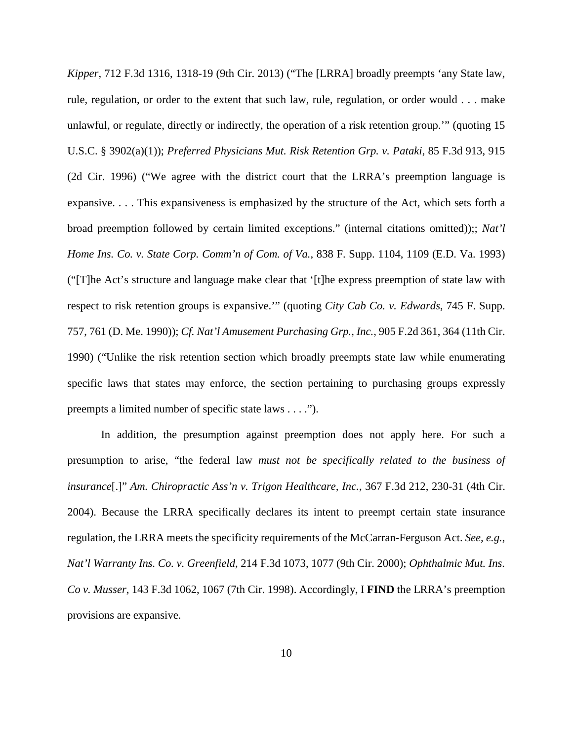*Kipper*, 712 F.3d 1316, 1318-19 (9th Cir. 2013) ("The [LRRA] broadly preempts 'any State law, rule, regulation, or order to the extent that such law, rule, regulation, or order would . . . make unlawful, or regulate, directly or indirectly, the operation of a risk retention group.'" (quoting 15 U.S.C. § 3902(a)(1)); *Preferred Physicians Mut. Risk Retention Grp. v. Pataki*, 85 F.3d 913, 915 (2d Cir. 1996) ("We agree with the district court that the LRRA's preemption language is expansive. . . . This expansiveness is emphasized by the structure of the Act, which sets forth a broad preemption followed by certain limited exceptions." (internal citations omitted));; *Nat'l Home Ins. Co. v. State Corp. Comm'n of Com. of Va.*, 838 F. Supp. 1104, 1109 (E.D. Va. 1993) ("[T]he Act's structure and language make clear that '[t]he express preemption of state law with respect to risk retention groups is expansive.'" (quoting *City Cab Co. v. Edwards*, 745 F. Supp. 757, 761 (D. Me. 1990)); *Cf. Nat'l Amusement Purchasing Grp., Inc.*, 905 F.2d 361, 364 (11th Cir. 1990) ("Unlike the risk retention section which broadly preempts state law while enumerating specific laws that states may enforce, the section pertaining to purchasing groups expressly preempts a limited number of specific state laws . . . .").

In addition, the presumption against preemption does not apply here. For such a presumption to arise, "the federal law *must not be specifically related to the business of insurance*[.]" *Am. Chiropractic Ass'n v. Trigon Healthcare, Inc.*, 367 F.3d 212, 230-31 (4th Cir. 2004). Because the LRRA specifically declares its intent to preempt certain state insurance regulation, the LRRA meets the specificity requirements of the McCarran-Ferguson Act. *See, e.g.*, *Nat'l Warranty Ins. Co. v. Greenfield*, 214 F.3d 1073, 1077 (9th Cir. 2000); *Ophthalmic Mut. Ins. Co v. Musser*, 143 F.3d 1062, 1067 (7th Cir. 1998). Accordingly, I **FIND** the LRRA's preemption provisions are expansive.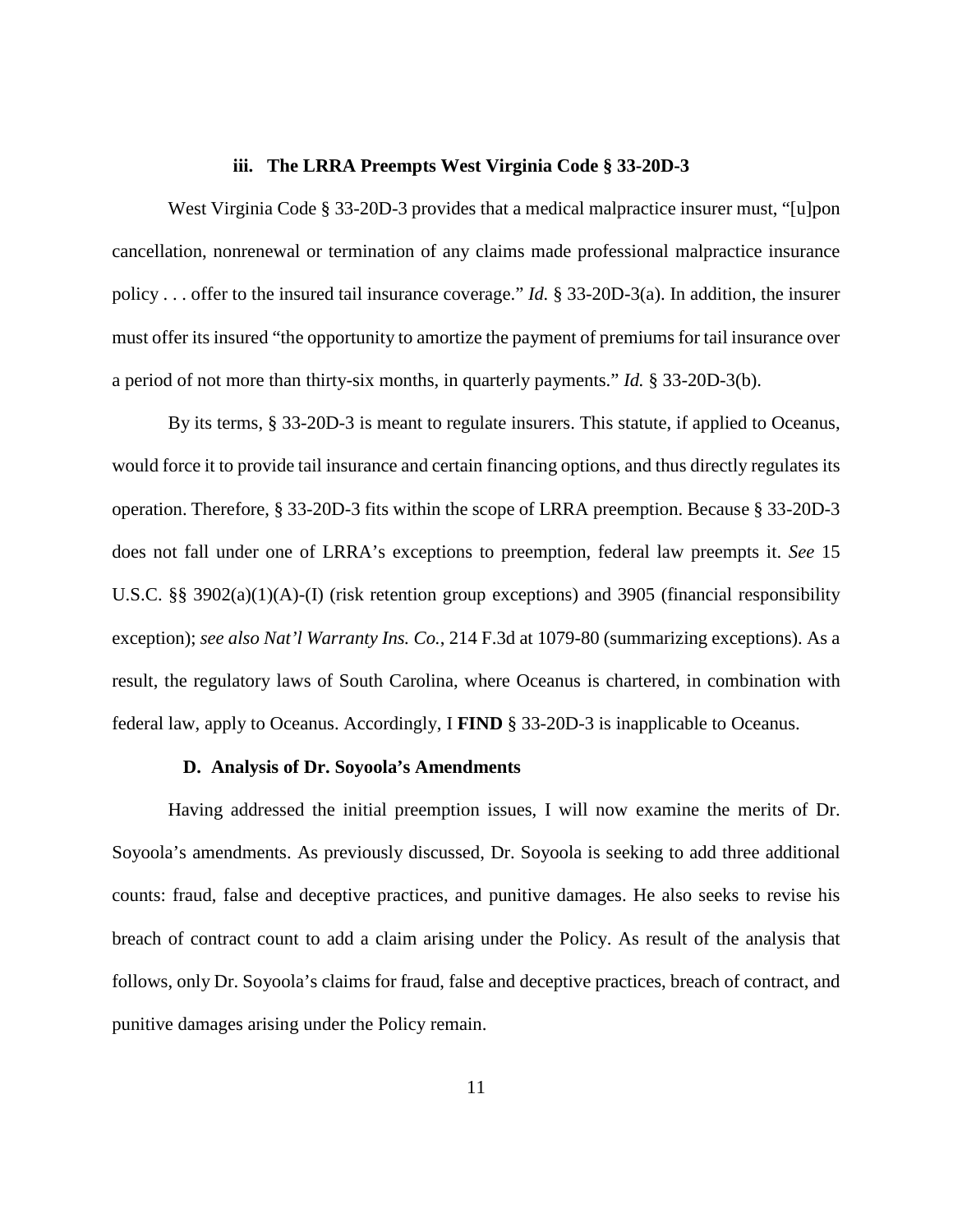#### iii. The LRRA Preempts West Virginia Code § 33-20D-3

West Virginia Code § 33-20D-3 provides that a medical malpractice insurer must, "[u]pon cancellation, nonrenewal or termination of any claims made professional malpractice insurance policy . . . offer to the insured tail insurance coverage." *Id.* § 33-20D-3(a). In addition, the insurer must offer its insured "the opportunity to amortize the payment of premiums for tail insurance over a period of not more than thirty-six months, in quarterly payments." *Id.* § 33-20D-3(b).

By its terms, § 33-20D-3 is meant to regulate insurers. This statute, if applied to Oceanus, would force it to provide tail insurance and certain financing options, and thus directly regulates its operation. Therefore, § 33-20D-3 fits within the scope of LRRA preemption. Because § 33-20D-3 does not fall under one of LRRA's exceptions to preemption, federal law preempts it. *See* 15 U.S.C. §§ 3902(a)(1)(A)-(I) (risk retention group exceptions) and 3905 (financial responsibility exception); *see also Nat'l Warranty Ins. Co.*, 214 F.3d at 1079-80 (summarizing exceptions). As a result, the regulatory laws of South Carolina, where Oceanus is chartered, in combination with federal law, apply to Oceanus. Accordingly, I **FIND** § 33-20D-3 is inapplicable to Oceanus.

### D. Analysis of Dr. Soyoola's Amendments

Having addressed the initial preemption issues, I will now examine the merits of Dr. Soyoola's amendments. As previously discussed, Dr. Soyoola is seeking to add three additional counts: fraud, false and deceptive practices, and punitive damages. He also seeks to revise his breach of contract count to add a claim arising under the Policy. As result of the analysis that follows, only Dr. Soyoola's claims for fraud, false and deceptive practices, breach of contract, and punitive damages arising under the Policy remain.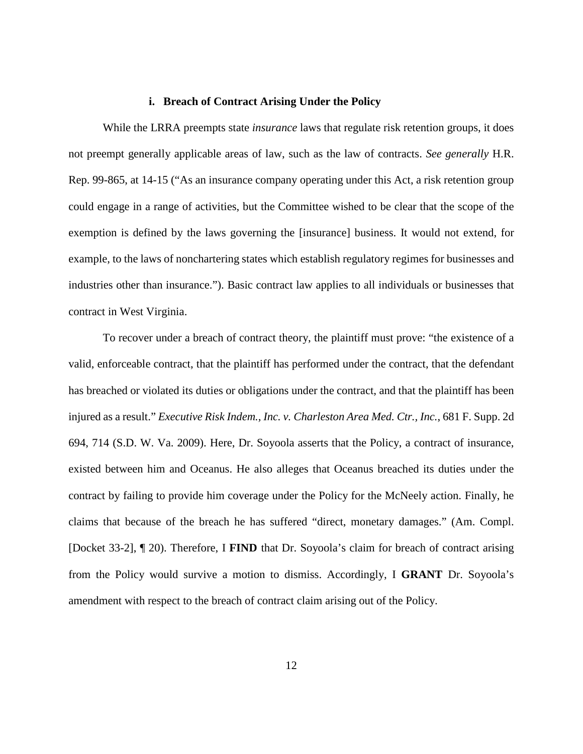### i. Breach of Contract Arising Under the Policy

While the LRRA preempts state *insurance* laws that regulate risk retention groups, it does not preempt generally applicable areas of law, such as the law of contracts. *See generally* H.R. Rep. 99-865, at 14-15 ("As an insurance company operating under this Act, a risk retention group could engage in a range of activities, but the Committee wished to be clear that the scope of the exemption is defined by the laws governing the [insurance] business. It would not extend, for example, to the laws of nonchartering states which establish regulatory regimes for businesses and industries other than insurance."). Basic contract law applies to all individuals or businesses that contract in West Virginia.

To recover under a breach of contract theory, the plaintiff must prove: "the existence of a valid, enforceable contract, that the plaintiff has performed under the contract, that the defendant has breached or violated its duties or obligations under the contract, and that the plaintiff has been injured as a result." *Executive Risk Indem., Inc. v. Charleston Area Med. Ctr., Inc.*, 681 F. Supp. 2d 694, 714 (S.D. W. Va. 2009). Here, Dr. Soyoola asserts that the Policy, a contract of insurance, existed between him and Oceanus. He also alleges that Oceanus breached its duties under the contract by failing to provide him coverage under the Policy for the McNeely action. Finally, he claims that because of the breach he has suffered "direct, monetary damages." (Am. Compl. [Docket 33-2], ¶ 20). Therefore, I **FIND** that Dr. Soyoola's claim for breach of contract arising from the Policy would survive a motion to dismiss. Accordingly, I **GRANT** Dr. Soyoola's amendment with respect to the breach of contract claim arising out of the Policy.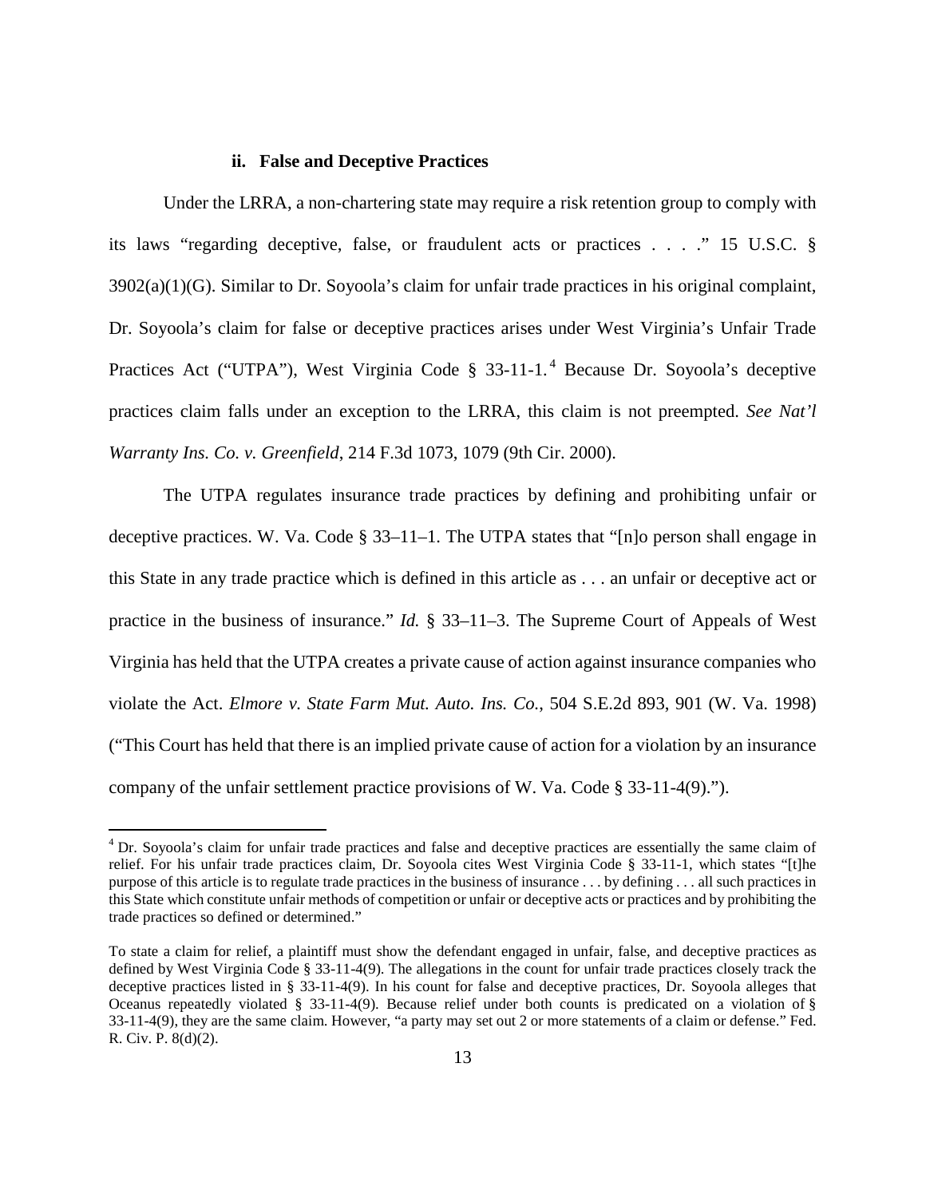#### ii. False and Deceptive Practices

Under the LRRA, a non-chartering state may require a risk retention group to comply with its laws "regarding deceptive, false, or fraudulent acts or practices . . . ." 15 U.S.C. § 3902(a)(1)(G). Similar to Dr. Soyoola's claim for unfair trade practices in his original complaint, Dr. Soyoola's claim for false or deceptive practices arises under West Virginia's Unfair Trade Practices Act ("UTPA"), West Virginia Code § 33-11-1.[4] Because Dr. Soyoola's deceptive practices claim falls under an exception to the LRRA, this claim is not preempted. *See Nat'l Warranty Ins. Co. v. Greenfield*, 214 F.3d 1073, 1079 (9th Cir. 2000).

The UTPA regulates insurance trade practices by defining and prohibiting unfair or deceptive practices. W. Va. Code § 33–11–1. The UTPA states that "[n]o person shall engage in this State in any trade practice which is defined in this article as . . . an unfair or deceptive act or practice in the business of insurance." *Id.* § 33–11–3. The Supreme Court of Appeals of West Virginia has held that the UTPA creates a private cause of action against insurance companies who violate the Act. *Elmore v. State Farm Mut. Auto. Ins. Co.*, 504 S.E.2d 893, 901 (W. Va. 1998) ("This Court has held that there is an implied private cause of action for a violation by an insurance company of the unfair settlement practice provisions of W. Va. Code § 33-11-4(9).").

---

[4] Dr. Soyoola's claim for unfair trade practices and false and deceptive practices are essentially the same claim of relief. For his unfair trade practices claim, Dr. Soyoola cites West Virginia Code § 33-11-1, which states "[t]he purpose of this article is to regulate trade practices in the business of insurance . . . by defining . . . all such practices in this State which constitute unfair methods of competition or unfair or deceptive acts or practices and by prohibiting the trade practices so defined or determined."

To state a claim for relief, a plaintiff must show the defendant engaged in unfair, false, and deceptive practices as defined by West Virginia Code § 33-11-4(9). The allegations in the count for unfair trade practices closely track the deceptive practices listed in § 33-11-4(9). In his count for false and deceptive practices, Dr. Soyoola alleges that Oceanus repeatedly violated § 33-11-4(9). Because relief under both counts is predicated on a violation of § 33-11-4(9), they are the same claim. However, "a party may set out 2 or more statements of a claim or defense." Fed. R. Civ. P. 8(d)(2).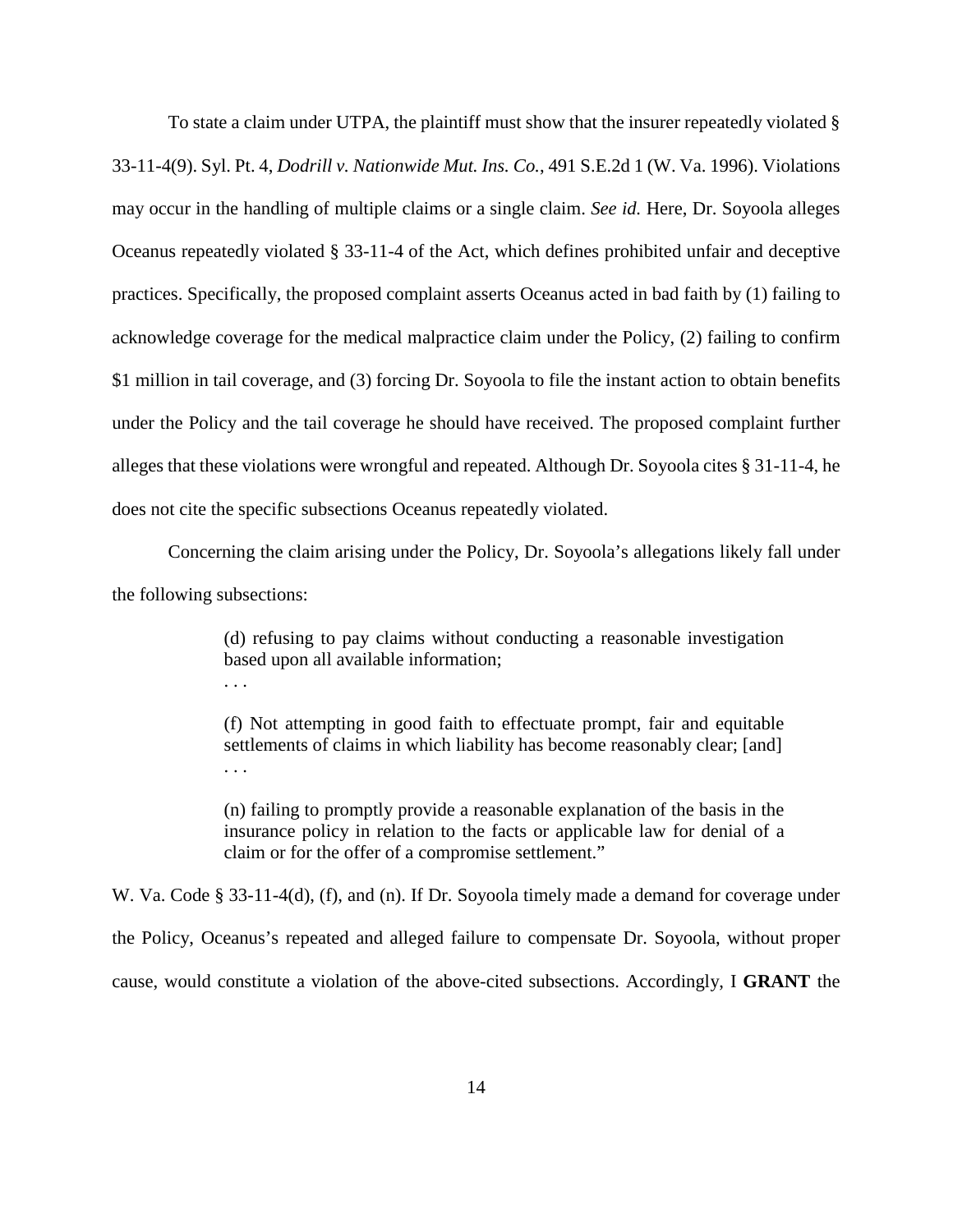To state a claim under UTPA, the plaintiff must show that the insurer repeatedly violated § 33-11-4(9). Syl. Pt. 4, *Dodrill v. Nationwide Mut. Ins. Co.*, 491 S.E.2d 1 (W. Va. 1996). Violations may occur in the handling of multiple claims or a single claim. *See id.* Here, Dr. Soyoola alleges Oceanus repeatedly violated § 33-11-4 of the Act, which defines prohibited unfair and deceptive practices. Specifically, the proposed complaint asserts Oceanus acted in bad faith by (1) failing to acknowledge coverage for the medical malpractice claim under the Policy, (2) failing to confirm $1 million in tail coverage, and (3) forcing Dr. Soyoola to file the instant action to obtain benefits under the Policy and the tail coverage he should have received. The proposed complaint further alleges that these violations were wrongful and repeated. Although Dr. Soyoola cites § 31-11-4, he does not cite the specific subsections Oceanus repeatedly violated.

Concerning the claim arising under the Policy, Dr. Soyoola's allegations likely fall under the following subsections:

> (d) refusing to pay claims without conducting a reasonable investigation based upon all available information;
>
> . . .
>
> (f) Not attempting in good faith to effectuate prompt, fair and equitable settlements of claims in which liability has become reasonably clear; [and]
>
> . . .
>
> (n) failing to promptly provide a reasonable explanation of the basis in the insurance policy in relation to the facts or applicable law for denial of a claim or for the offer of a compromise settlement."

W. Va. Code § 33-11-4(d), (f), and (n). If Dr. Soyoola timely made a demand for coverage under the Policy, Oceanus's repeated and alleged failure to compensate Dr. Soyoola, without proper cause, would constitute a violation of the above-cited subsections. Accordingly, I **GRANT** the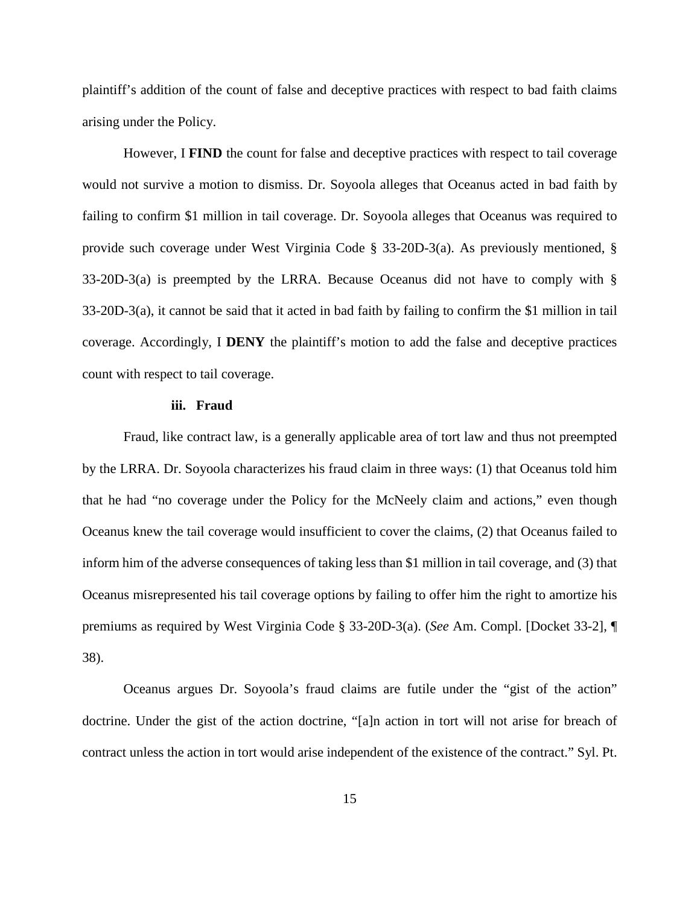plaintiff's addition of the count of false and deceptive practices with respect to bad faith claims arising under the Policy.

However, I **FIND** the count for false and deceptive practices with respect to tail coverage would not survive a motion to dismiss. Dr. Soyoola alleges that Oceanus acted in bad faith by failing to confirm $1 million in tail coverage. Dr. Soyoola alleges that Oceanus was required to provide such coverage under West Virginia Code § 33-20D-3(a). As previously mentioned, § 33-20D-3(a) is preempted by the LRRA. Because Oceanus did not have to comply with § 33-20D-3(a), it cannot be said that it acted in bad faith by failing to confirm the $1 million in tail coverage. Accordingly, I **DENY** the plaintiff's motion to add the false and deceptive practices count with respect to tail coverage.

**iii. Fraud**

Fraud, like contract law, is a generally applicable area of tort law and thus not preempted by the LRRA. Dr. Soyoola characterizes his fraud claim in three ways: (1) that Oceanus told him that he had "no coverage under the Policy for the McNeely claim and actions," even though Oceanus knew the tail coverage would insufficient to cover the claims, (2) that Oceanus failed to inform him of the adverse consequences of taking less than $1 million in tail coverage, and (3) that Oceanus misrepresented his tail coverage options by failing to offer him the right to amortize his premiums as required by West Virginia Code § 33-20D-3(a). (*See* Am. Compl. [Docket 33-2], ¶ 38).

Oceanus argues Dr. Soyoola's fraud claims are futile under the "gist of the action" doctrine. Under the gist of the action doctrine, "[a]n action in tort will not arise for breach of contract unless the action in tort would arise independent of the existence of the contract." Syl. Pt.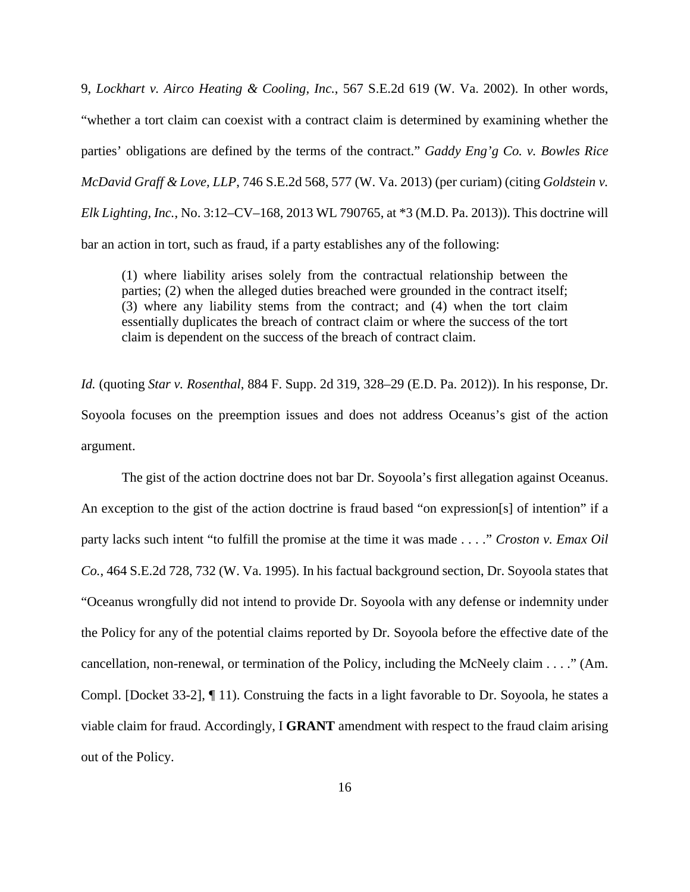9, *Lockhart v. Airco Heating & Cooling, Inc.*, 567 S.E.2d 619 (W. Va. 2002). In other words, "whether a tort claim can coexist with a contract claim is determined by examining whether the parties' obligations are defined by the terms of the contract." *Gaddy Eng'g Co. v. Bowles Rice McDavid Graff & Love, LLP*, 746 S.E.2d 568, 577 (W. Va. 2013) (per curiam) (citing *Goldstein v. Elk Lighting, Inc.*, No. 3:12–CV–168, 2013 WL 790765, at *3 (M.D. Pa. 2013)). This doctrine will bar an action in tort, such as fraud, if a party establishes any of the following:

> (1) where liability arises solely from the contractual relationship between the parties; (2) when the alleged duties breached were grounded in the contract itself; (3) where any liability stems from the contract; and (4) when the tort claim essentially duplicates the breach of contract claim or where the success of the tort claim is dependent on the success of the breach of contract claim.

*Id.* (quoting *Star v. Rosenthal*, 884 F. Supp. 2d 319, 328–29 (E.D. Pa. 2012)). In his response, Dr. Soyoola focuses on the preemption issues and does not address Oceanus's gist of the action argument.

The gist of the action doctrine does not bar Dr. Soyoola's first allegation against Oceanus. An exception to the gist of the action doctrine is fraud based "on expression[s] of intention" if a party lacks such intent "to fulfill the promise at the time it was made . . . ." *Croston v. Emax Oil Co.*, 464 S.E.2d 728, 732 (W. Va. 1995). In his factual background section, Dr. Soyoola states that "Oceanus wrongfully did not intend to provide Dr. Soyoola with any defense or indemnity under the Policy for any of the potential claims reported by Dr. Soyoola before the effective date of the cancellation, non-renewal, or termination of the Policy, including the McNeely claim . . . ." (Am. Compl. [Docket 33-2], ¶ 11). Construing the facts in a light favorable to Dr. Soyoola, he states a viable claim for fraud. Accordingly, I **GRANT** amendment with respect to the fraud claim arising out of the Policy.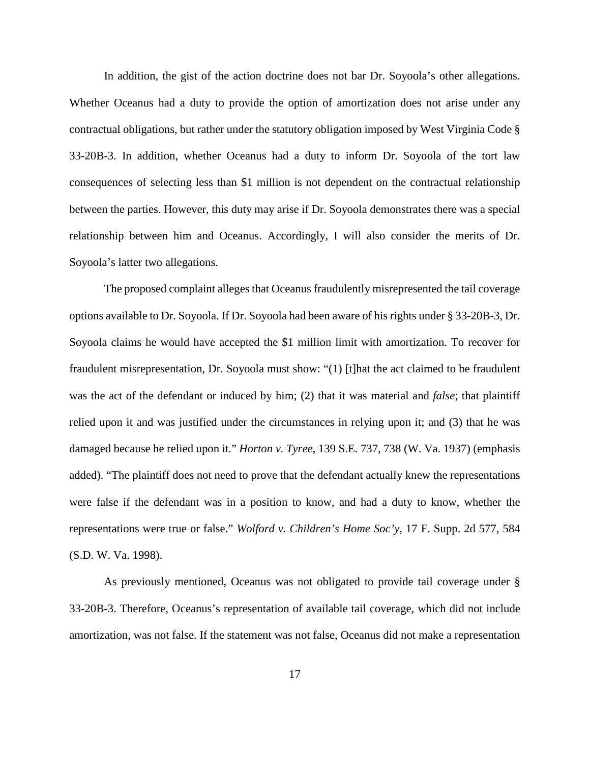In addition, the gist of the action doctrine does not bar Dr. Soyoola's other allegations. Whether Oceanus had a duty to provide the option of amortization does not arise under any contractual obligations, but rather under the statutory obligation imposed by West Virginia Code § 33-20B-3. In addition, whether Oceanus had a duty to inform Dr. Soyoola of the tort law consequences of selecting less than $1 million is not dependent on the contractual relationship between the parties. However, this duty may arise if Dr. Soyoola demonstrates there was a special relationship between him and Oceanus. Accordingly, I will also consider the merits of Dr. Soyoola's latter two allegations.

The proposed complaint alleges that Oceanus fraudulently misrepresented the tail coverage options available to Dr. Soyoola. If Dr. Soyoola had been aware of his rights under § 33-20B-3, Dr. Soyoola claims he would have accepted the $1 million limit with amortization. To recover for fraudulent misrepresentation, Dr. Soyoola must show: "(1) [t]hat the act claimed to be fraudulent was the act of the defendant or induced by him; (2) that it was material and *false*; that plaintiff relied upon it and was justified under the circumstances in relying upon it; and (3) that he was damaged because he relied upon it." *Horton v. Tyree*, 139 S.E. 737, 738 (W. Va. 1937) (emphasis added). "The plaintiff does not need to prove that the defendant actually knew the representations were false if the defendant was in a position to know, and had a duty to know, whether the representations were true or false." *Wolford v. Children's Home Soc'y*, 17 F. Supp. 2d 577, 584 (S.D. W. Va. 1998).

As previously mentioned, Oceanus was not obligated to provide tail coverage under § 33-20B-3. Therefore, Oceanus's representation of available tail coverage, which did not include amortization, was not false. If the statement was not false, Oceanus did not make a representation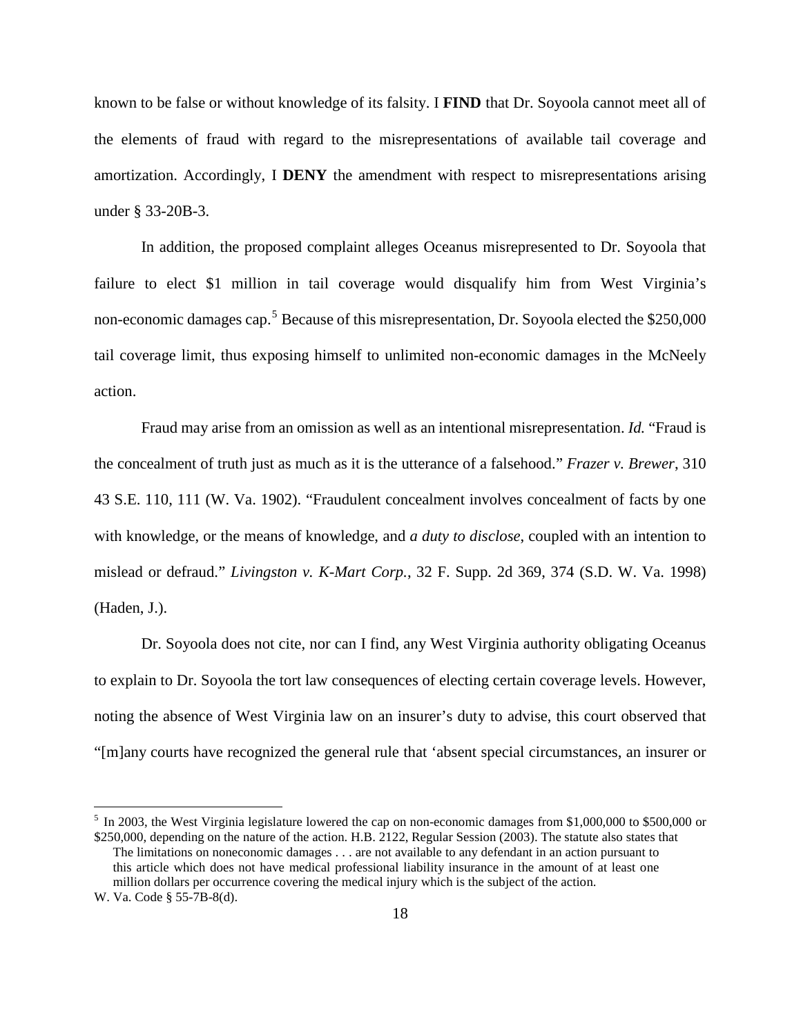known to be false or without knowledge of its falsity. I **FIND** that Dr. Soyoola cannot meet all of the elements of fraud with regard to the misrepresentations of available tail coverage and amortization. Accordingly, I **DENY** the amendment with respect to misrepresentations arising under § 33-20B-3.

In addition, the proposed complaint alleges Oceanus misrepresented to Dr. Soyoola that failure to elect $1 million in tail coverage would disqualify him from West Virginia's non-economic damages cap.[5] Because of this misrepresentation, Dr. Soyoola elected the $250,000 tail coverage limit, thus exposing himself to unlimited non-economic damages in the McNeely action.

Fraud may arise from an omission as well as an intentional misrepresentation. *Id.* "Fraud is the concealment of truth just as much as it is the utterance of a falsehood." *Frazer v. Brewer*, 310 43 S.E. 110, 111 (W. Va. 1902). "Fraudulent concealment involves concealment of facts by one with knowledge, or the means of knowledge, and *a duty to disclose*, coupled with an intention to mislead or defraud." *Livingston v. K-Mart Corp.*, 32 F. Supp. 2d 369, 374 (S.D. W. Va. 1998) (Haden, J.).

Dr. Soyoola does not cite, nor can I find, any West Virginia authority obligating Oceanus to explain to Dr. Soyoola the tort law consequences of electing certain coverage levels. However, noting the absence of West Virginia law on an insurer's duty to advise, this court observed that "[m]any courts have recognized the general rule that 'absent special circumstances, an insurer or

---

[5] In 2003, the West Virginia legislature lowered the cap on non-economic damages from $1,000,000 to $500,000 or $250,000, depending on the nature of the action. H.B. 2122, Regular Session (2003). The statute also states that

> The limitations on noneconomic damages . . . are not available to any defendant in an action pursuant to this article which does not have medical professional liability insurance in the amount of at least one million dollars per occurrence covering the medical injury which is the subject of the action.

W. Va. Code § 55-7B-8(d).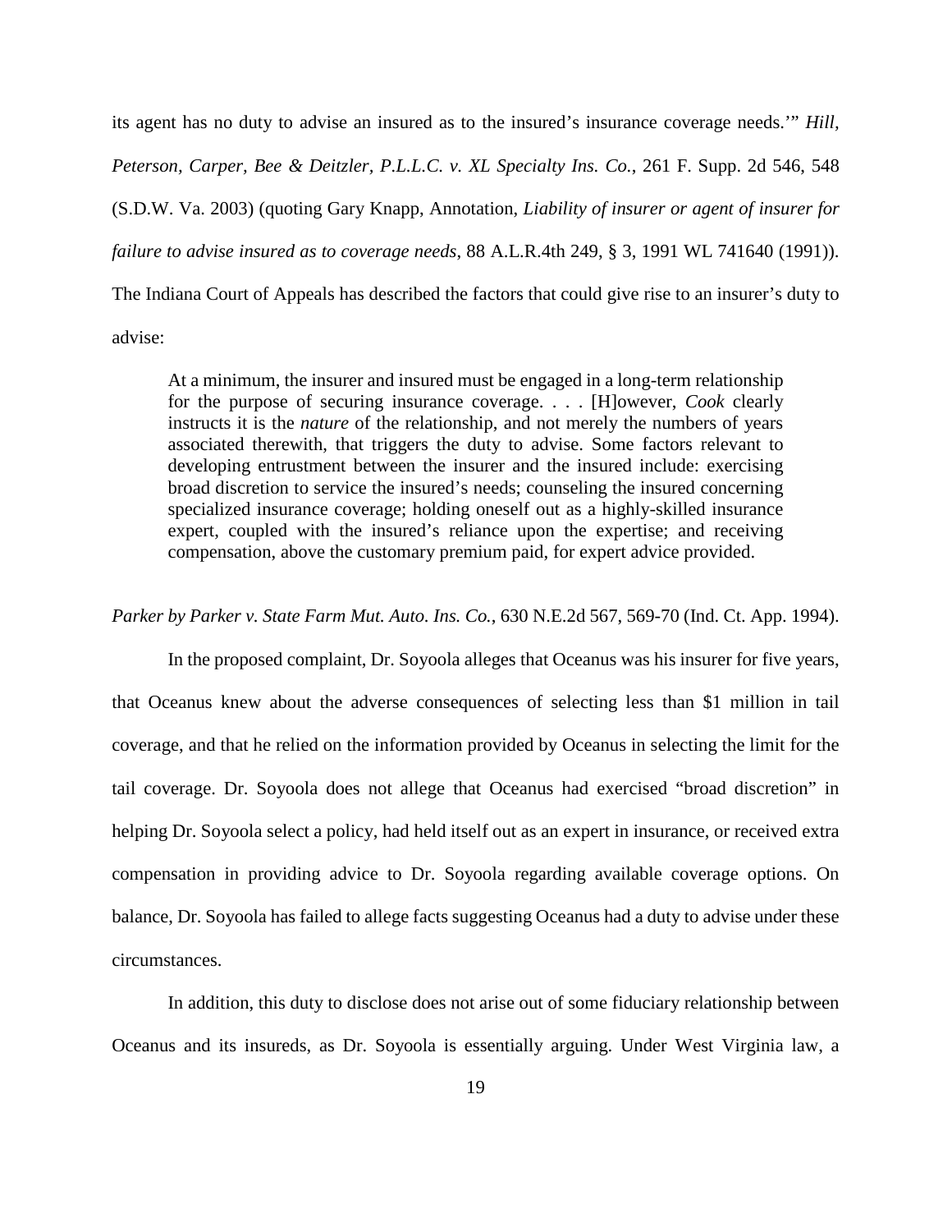its agent has no duty to advise an insured as to the insured's insurance coverage needs.'" *Hill, Peterson, Carper, Bee & Deitzler, P.L.L.C. v. XL Specialty Ins. Co.*, 261 F. Supp. 2d 546, 548 (S.D.W. Va. 2003) (quoting Gary Knapp, Annotation, *Liability of insurer or agent of insurer for failure to advise insured as to coverage needs*, 88 A.L.R.4th 249, § 3, 1991 WL 741640 (1991)). The Indiana Court of Appeals has described the factors that could give rise to an insurer's duty to advise:

> At a minimum, the insurer and insured must be engaged in a long-term relationship for the purpose of securing insurance coverage. . . . [H]owever, *Cook* clearly instructs it is the *nature* of the relationship, and not merely the numbers of years associated therewith, that triggers the duty to advise. Some factors relevant to developing entrustment between the insurer and the insured include: exercising broad discretion to service the insured's needs; counseling the insured concerning specialized insurance coverage; holding oneself out as a highly-skilled insurance expert, coupled with the insured's reliance upon the expertise; and receiving compensation, above the customary premium paid, for expert advice provided.

*Parker by Parker v. State Farm Mut. Auto. Ins. Co.*, 630 N.E.2d 567, 569-70 (Ind. Ct. App. 1994).

In the proposed complaint, Dr. Soyoola alleges that Oceanus was his insurer for five years, that Oceanus knew about the adverse consequences of selecting less than $1 million in tail coverage, and that he relied on the information provided by Oceanus in selecting the limit for the tail coverage. Dr. Soyoola does not allege that Oceanus had exercised "broad discretion" in helping Dr. Soyoola select a policy, had held itself out as an expert in insurance, or received extra compensation in providing advice to Dr. Soyoola regarding available coverage options. On balance, Dr. Soyoola has failed to allege facts suggesting Oceanus had a duty to advise under these circumstances.

In addition, this duty to disclose does not arise out of some fiduciary relationship between Oceanus and its insureds, as Dr. Soyoola is essentially arguing. Under West Virginia law, a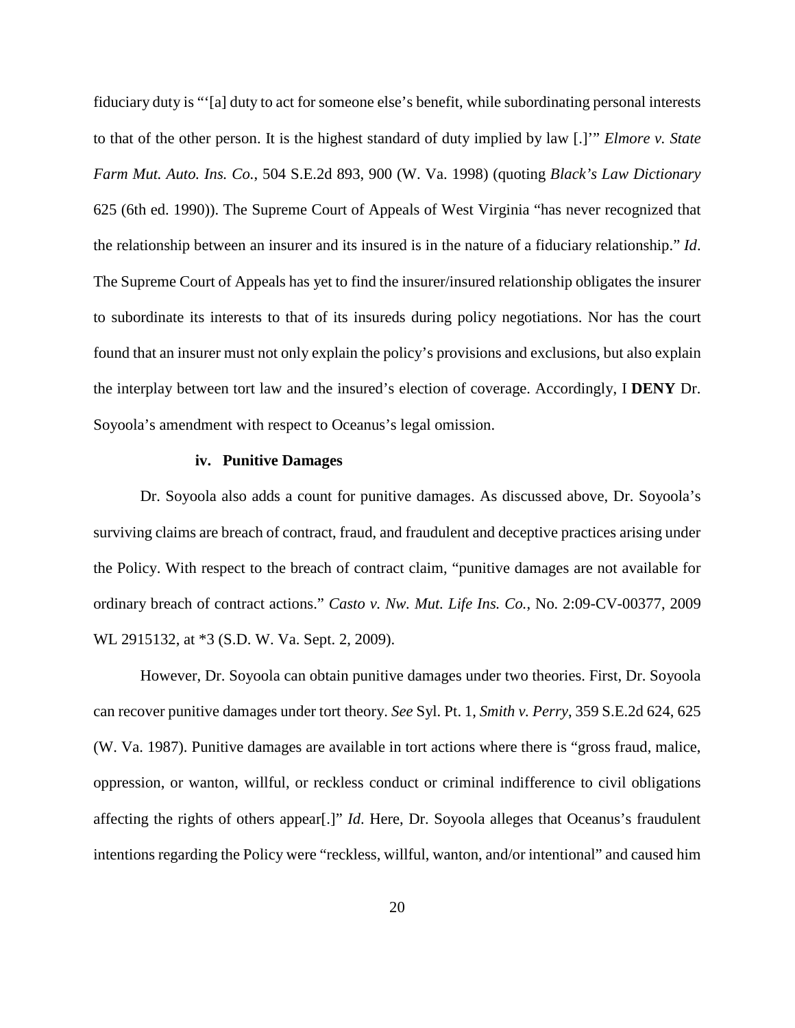fiduciary duty is "'[a] duty to act for someone else's benefit, while subordinating personal interests to that of the other person. It is the highest standard of duty implied by law [.]'" *Elmore v. State Farm Mut. Auto. Ins. Co.*, 504 S.E.2d 893, 900 (W. Va. 1998) (quoting *Black's Law Dictionary* 625 (6th ed. 1990)). The Supreme Court of Appeals of West Virginia "has never recognized that the relationship between an insurer and its insured is in the nature of a fiduciary relationship." *Id*. The Supreme Court of Appeals has yet to find the insurer/insured relationship obligates the insurer to subordinate its interests to that of its insureds during policy negotiations. Nor has the court found that an insurer must not only explain the policy's provisions and exclusions, but also explain the interplay between tort law and the insured's election of coverage. Accordingly, I **DENY** Dr. Soyoola's amendment with respect to Oceanus's legal omission.

#### iv. Punitive Damages

Dr. Soyoola also adds a count for punitive damages. As discussed above, Dr. Soyoola's surviving claims are breach of contract, fraud, and fraudulent and deceptive practices arising under the Policy. With respect to the breach of contract claim, "punitive damages are not available for ordinary breach of contract actions." *Casto v. Nw. Mut. Life Ins. Co.*, No. 2:09-CV-00377, 2009 WL 2915132, at *3 (S.D. W. Va. Sept. 2, 2009).

However, Dr. Soyoola can obtain punitive damages under two theories. First, Dr. Soyoola can recover punitive damages under tort theory. *See* Syl. Pt. 1, *Smith v. Perry*, 359 S.E.2d 624, 625 (W. Va. 1987). Punitive damages are available in tort actions where there is "gross fraud, malice, oppression, or wanton, willful, or reckless conduct or criminal indifference to civil obligations affecting the rights of others appear[.]" *Id*. Here, Dr. Soyoola alleges that Oceanus's fraudulent intentions regarding the Policy were "reckless, willful, wanton, and/or intentional" and caused him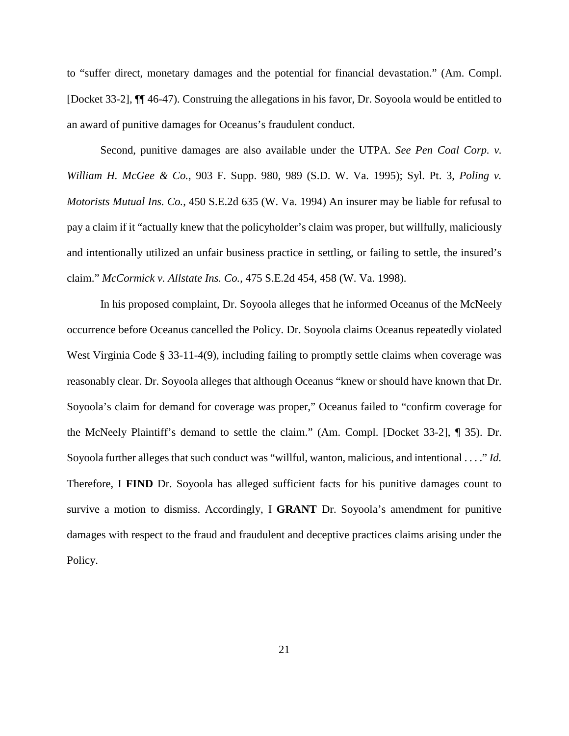to "suffer direct, monetary damages and the potential for financial devastation." (Am. Compl. [Docket 33-2], ¶¶ 46-47). Construing the allegations in his favor, Dr. Soyoola would be entitled to an award of punitive damages for Oceanus's fraudulent conduct.

Second, punitive damages are also available under the UTPA. *See Pen Coal Corp. v. William H. McGee & Co.*, 903 F. Supp. 980, 989 (S.D. W. Va. 1995); Syl. Pt. 3, *Poling v. Motorists Mutual Ins. Co.*, 450 S.E.2d 635 (W. Va. 1994) An insurer may be liable for refusal to pay a claim if it "actually knew that the policyholder's claim was proper, but willfully, maliciously and intentionally utilized an unfair business practice in settling, or failing to settle, the insured's claim." *McCormick v. Allstate Ins. Co.*, 475 S.E.2d 454, 458 (W. Va. 1998).

In his proposed complaint, Dr. Soyoola alleges that he informed Oceanus of the McNeely occurrence before Oceanus cancelled the Policy. Dr. Soyoola claims Oceanus repeatedly violated West Virginia Code § 33-11-4(9), including failing to promptly settle claims when coverage was reasonably clear. Dr. Soyoola alleges that although Oceanus "knew or should have known that Dr. Soyoola's claim for demand for coverage was proper," Oceanus failed to "confirm coverage for the McNeely Plaintiff's demand to settle the claim." (Am. Compl. [Docket 33-2], ¶ 35). Dr. Soyoola further alleges that such conduct was "willful, wanton, malicious, and intentional . . . ." *Id.* Therefore, I **FIND** Dr. Soyoola has alleged sufficient facts for his punitive damages count to survive a motion to dismiss. Accordingly, I **GRANT** Dr. Soyoola's amendment for punitive damages with respect to the fraud and fraudulent and deceptive practices claims arising under the Policy.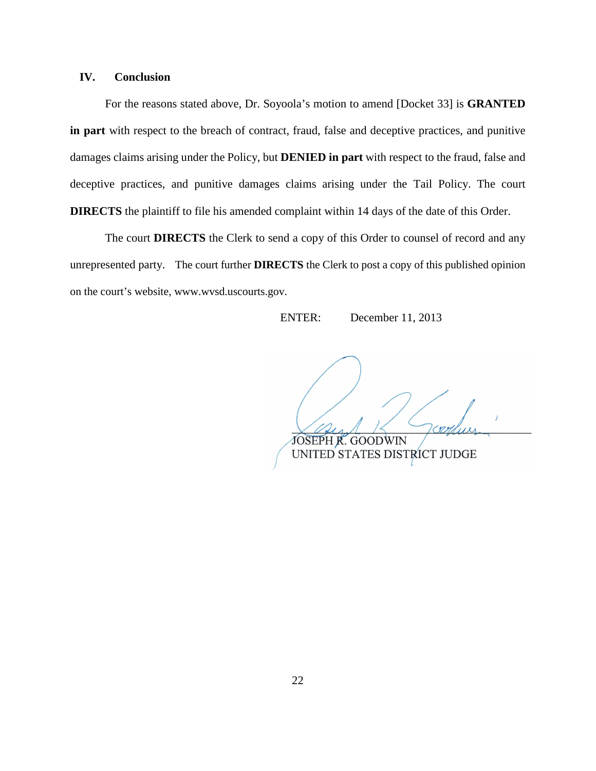## IV. Conclusion

For the reasons stated above, Dr. Soyoola's motion to amend [Docket 33] is **GRANTED in part** with respect to the breach of contract, fraud, false and deceptive practices, and punitive damages claims arising under the Policy, but **DENIED in part** with respect to the fraud, false and deceptive practices, and punitive damages claims arising under the Tail Policy. The court **DIRECTS** the plaintiff to file his amended complaint within 14 days of the date of this Order.

The court **DIRECTS** the Clerk to send a copy of this Order to counsel of record and any unrepresented party. The court further **DIRECTS** the Clerk to post a copy of this published opinion on the court's website, www.wvsd.uscourts.gov.

ENTER: December 11, 2013

JOSEPH R. GOODWIN
UNITED STATES DISTRICT JUDGE